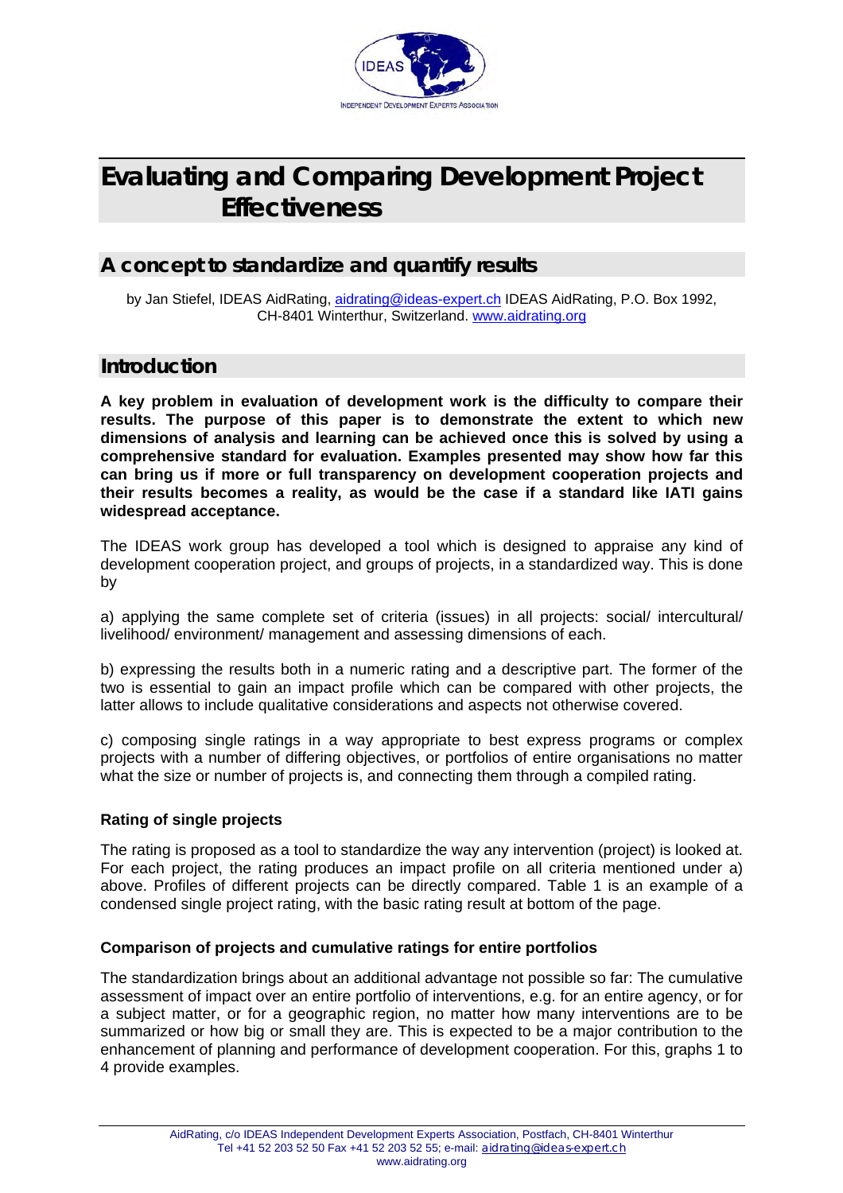# Evaluating and Comparing Development Project Effectiveness

## A concept to standardize and quantify results

by Jan Stiefel, IDEAS AidRating, aidrating@ideas-expert.ch IDEAS AidRating, P.O. Box 1992, CH-8401 Winterthur, Switzerland. www.aidrating.org

## Introduction

**A key problem in evaluation of development work is the difficulty to compare their results. The purpose of this paper is to demonstrate the extent to which new dimensions of analysis and learning can be achieved once this is solved by using a comprehensive standard for evaluation. Examples presented may show how far this can bring us if more or full transparency on development cooperation projects and their results becomes a reality, as would be the case if a standard like IATI gains widespread acceptance.**

The IDEAS work group has developed a tool which is designed to appraise any kind of development cooperation project, and groups of projects, in a standardized way. This is done by

a) applying the same complete set of criteria (issues) in all projects: social/ intercultural/ livelihood/ environment/ management and assessing dimensions of each.

b) expressing the results both in a numeric rating and a descriptive part. The former of the two is essential to gain an impact profile which can be compared with other projects, the latter allows to include qualitative considerations and aspects not otherwise covered.

c) composing single ratings in a way appropriate to best express programs or complex projects with a number of differing objectives, or portfolios of entire organisations no matter what the size or number of projects is, and connecting them through a compiled rating.

### Rating of single projects

The rating is proposed as a tool to standardize the way any intervention (project) is looked at. For each project, the rating produces an impact profile on all criteria mentioned under a) above. Profiles of different projects can be directly compared. Table 1 is an example of a condensed single project rating, with the basic rating result at bottom of the page.

### Comparison of projects and cumulative ratings for entire portfolios

The standardization brings about an additional advantage not possible so far: The cumulative assessment of impact over an entire portfolio of interventions, e.g. for an entire agency, or for a subject matter, or for a geographic region, no matter how many interventions are to be summarized or how big or small they are. This is expected to be a major contribution to the enhancement of planning and performance of development cooperation. For this, graphs 1 to 4 provide examples.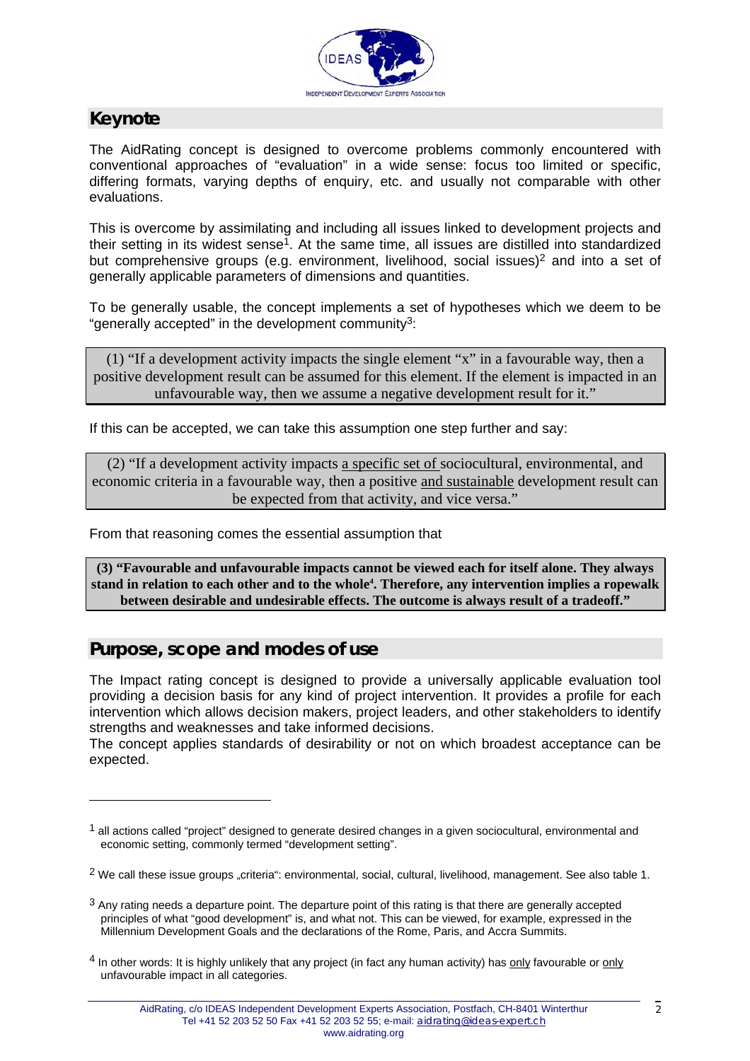## Keynote

The AidRating concept is designed to overcome problems commonly encountered with conventional approaches of "evaluation" in a wide sense: focus too limited or specific, differing formats, varying depths of enquiry, etc. and usually not comparable with other evaluations.

This is overcome by assimilating and including all issues linked to development projects and their setting in its widest sense[1]. At the same time, all issues are distilled into standardized but comprehensive groups (e.g. environment, livelihood, social issues)[2] and into a set of generally applicable parameters of dimensions and quantities.

To be generally usable, the concept implements a set of hypotheses which we deem to be "generally accepted" in the development community[3]:

> (1) "If a development activity impacts the single element "x" in a favourable way, then a positive development result can be assumed for this element. If the element is impacted in an unfavourable way, then we assume a negative development result for it."

If this can be accepted, we can take this assumption one step further and say:

> (2) "If a development activity impacts <u>a specific set of</u> sociocultural, environmental, and economic criteria in a favourable way, then a positive <u>and sustainable</u> development result can be expected from that activity, and vice versa."

From that reasoning comes the essential assumption that

> **(3) "Favourable and unfavourable impacts cannot be viewed each for itself alone. They always stand in relation to each other and to the whole[4]. Therefore, any intervention implies a ropewalk between desirable and undesirable effects. The outcome is always result of a tradeoff."**

## Purpose, scope and modes of use

The Impact rating concept is designed to provide a universally applicable evaluation tool providing a decision basis for any kind of project intervention. It provides a profile for each intervention which allows decision makers, project leaders, and other stakeholders to identify strengths and weaknesses and take informed decisions.

The concept applies standards of desirability or not on which broadest acceptance can be expected.

---

[1] all actions called "project" designed to generate desired changes in a given sociocultural, environmental and economic setting, commonly termed "development setting".

[2] We call these issue groups „criteria": environmental, social, cultural, livelihood, management. See also table 1.

[3] Any rating needs a departure point. The departure point of this rating is that there are generally accepted principles of what "good development" is, and what not. This can be viewed, for example, expressed in the Millennium Development Goals and the declarations of the Rome, Paris, and Accra Summits.

[4] In other words: It is highly unlikely that any project (in fact any human activity) has <u>only</u> favourable or <u>only</u> unfavourable impact in all categories.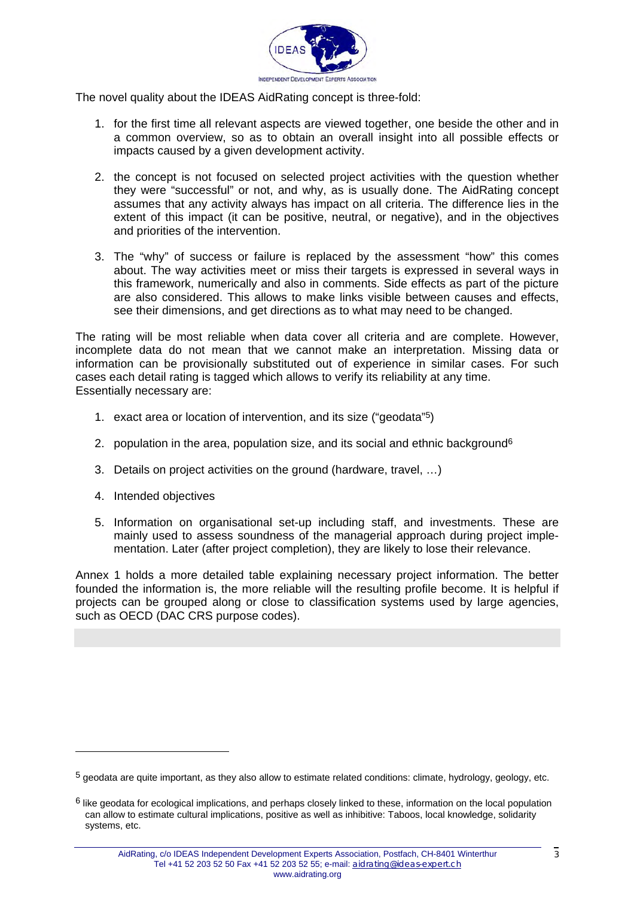The novel quality about the IDEAS AidRating concept is three-fold:

1. for the first time all relevant aspects are viewed together, one beside the other and in a common overview, so as to obtain an overall insight into all possible effects or impacts caused by a given development activity.

2. the concept is not focused on selected project activities with the question whether they were "successful" or not, and why, as is usually done. The AidRating concept assumes that any activity always has impact on all criteria. The difference lies in the extent of this impact (it can be positive, neutral, or negative), and in the objectives and priorities of the intervention.

3. The "why" of success or failure is replaced by the assessment "how" this comes about. The way activities meet or miss their targets is expressed in several ways in this framework, numerically and also in comments. Side effects as part of the picture are also considered. This allows to make links visible between causes and effects, see their dimensions, and get directions as to what may need to be changed.

The rating will be most reliable when data cover all criteria and are complete. However, incomplete data do not mean that we cannot make an interpretation. Missing data or information can be provisionally substituted out of experience in similar cases. For such cases each detail rating is tagged which allows to verify its reliability at any time.
Essentially necessary are:

1. exact area or location of intervention, and its size ("geodata"[5])

2. population in the area, population size, and its social and ethnic background[6]

3. Details on project activities on the ground (hardware, travel, …)

4. Intended objectives

5. Information on organisational set-up including staff, and investments. These are mainly used to assess soundness of the managerial approach during project implementation. Later (after project completion), they are likely to lose their relevance.

Annex 1 holds a more detailed table explaining necessary project information. The better founded the information is, the more reliable will the resulting profile become. It is helpful if projects can be grouped along or close to classification systems used by large agencies, such as OECD (DAC CRS purpose codes).

---

[5] geodata are quite important, as they also allow to estimate related conditions: climate, hydrology, geology, etc.

[6] like geodata for ecological implications, and perhaps closely linked to these, information on the local population can allow to estimate cultural implications, positive as well as inhibitive: Taboos, local knowledge, solidarity systems, etc.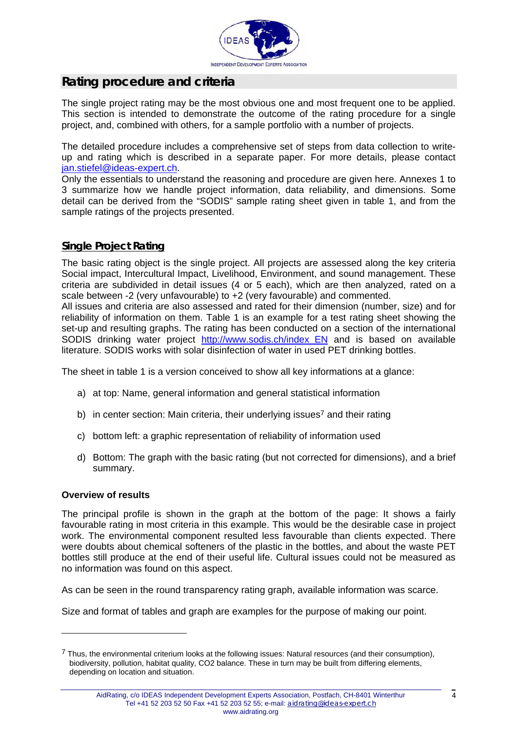## Rating procedure and criteria

The single project rating may be the most obvious one and most frequent one to be applied. This section is intended to demonstrate the outcome of the rating procedure for a single project, and, combined with others, for a sample portfolio with a number of projects.

The detailed procedure includes a comprehensive set of steps from data collection to write-up and rating which is described in a separate paper. For more details, please contact jan.stiefel@ideas-expert.ch.

Only the essentials to understand the reasoning and procedure are given here. Annexes 1 to 3 summarize how we handle project information, data reliability, and dimensions. Some detail can be derived from the "SODIS" sample rating sheet given in table 1, and from the sample ratings of the projects presented.

### Single Project Rating

The basic rating object is the single project. All projects are assessed along the key criteria Social impact, Intercultural Impact, Livelihood, Environment, and sound management. These criteria are subdivided in detail issues (4 or 5 each), which are then analyzed, rated on a scale between -2 (very unfavourable) to +2 (very favourable) and commented.

All issues and criteria are also assessed and rated for their dimension (number, size) and for reliability of information on them. Table 1 is an example for a test rating sheet showing the set-up and resulting graphs. The rating has been conducted on a section of the international SODIS drinking water project http://www.sodis.ch/index_EN and is based on available literature. SODIS works with solar disinfection of water in used PET drinking bottles.

The sheet in table 1 is a version conceived to show all key informations at a glance:

a) at top: Name, general information and general statistical information

b) in center section: Main criteria, their underlying issues[7] and their rating

c) bottom left: a graphic representation of reliability of information used

d) Bottom: The graph with the basic rating (but not corrected for dimensions), and a brief summary.

**Overview of results**

The principal profile is shown in the graph at the bottom of the page: It shows a fairly favourable rating in most criteria in this example. This would be the desirable case in project work. The environmental component resulted less favourable than clients expected. There were doubts about chemical softeners of the plastic in the bottles, and about the waste PET bottles still produce at the end of their useful life. Cultural issues could not be measured as no information was found on this aspect.

As can be seen in the round transparency rating graph, available information was scarce.

Size and format of tables and graph are examples for the purpose of making our point.

---

[7] Thus, the environmental criterium looks at the following issues: Natural resources (and their consumption), biodiversity, pollution, habitat quality, CO2 balance. These in turn may be built from differing elements, depending on location and situation.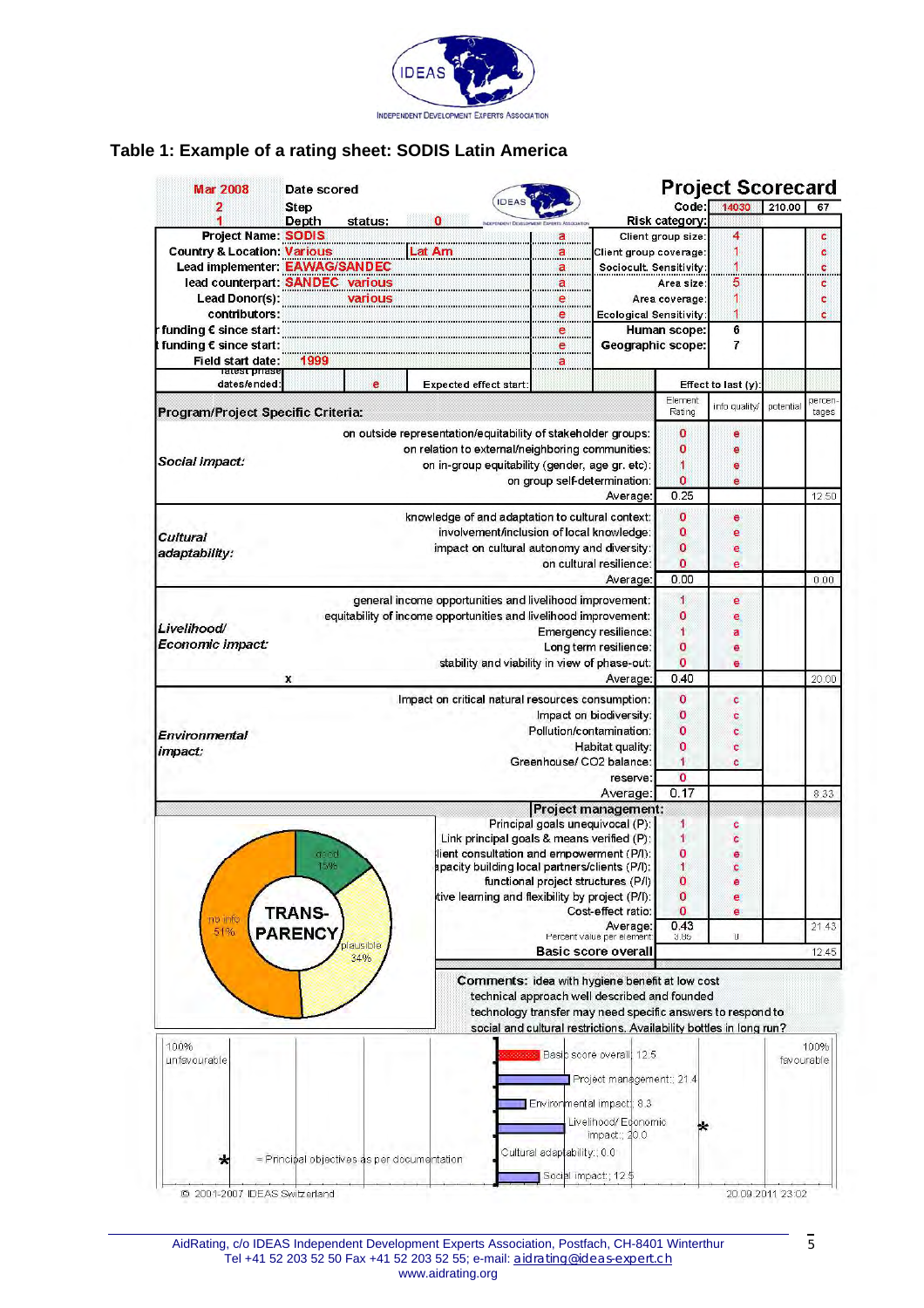## Table 1: Example of a rating sheet: SODIS Latin America

**Project Scorecard**

| | | | | |
|---|---|---|---|---|
| Mar 2008 | Date scored | | Code: | 14030 / 210.00 / 67 |
| 2 | Step | | | |
| 1 | Depth | status: 0 | Risk category: | |

| | | | | | |
|---|---|---|---|---|---|
| Project Name: | SODIS | a | Client group size: | 4 | c |
| Country & Location: | Various / Lat Am | a | Client group coverage: | 1 | c |
| Lead implementer: | EAWAG/SANDEC | a | Sociocult. Sensitivity: | 1 | c |
| lead counterpart: | SANDEC various | a | Area size: | 5 | c |
| Lead Donor(s): | various | e | Area coverage: | 1 | c |
| contributors: | | e | Ecological Sensitivity: | 1 | c |
| funding € since start: | | e | Human scope: | 6 | |
| funding € since start: | | e | Geographic scope: | 7 | |
| Field start date: | 1999 | a | | | |
| latest phase dates/ended: | e | Expected effect start: | Effect to last (y): | | |

| Program/Project Specific Criteria: | | Element Rating | info quality/ | potential | percentages |
|---|---|---|---|---|---|
| *Social impact:* | on outside representation/equitability of stakeholder groups: | 0 | e | | |
| | on relation to external/neighboring communities: | 0 | e | | |
| | on in-group equitability (gender, age gr. etc): | 1 | e | | |
| | on group self-determination: | 0 | e | | |
| | Average: | 0.25 | | | 12.50 |
| *Cultural adaptability:* | knowledge of and adaptation to cultural context: | 0 | e | | |
| | involvement/inclusion of local knowledge: | 0 | e | | |
| | impact on cultural autonomy and diversity: | 0 | e | | |
| | on cultural resilience: | 0 | e | | |
| | Average: | 0.00 | | | 0.00 |
| *Livelihood/ Economic impact:* | general income opportunities and livelihood improvement: | 1 | e | | |
| | equitability of income opportunities and livelihood improvement: | 0 | e | | |
| | Emergency resilience: | 1 | a | | |
| | Long term resilience: | 0 | e | | |
| | stability and viability in view of phase-out: | 0 | e | | |
| x | Average: | 0.40 | | | 20.00 |
| *Environmental impact:* | Impact on critical natural resources consumption: | 0 | c | | |
| | Impact on biodiversity: | 0 | c | | |
| | Pollution/contamination: | 0 | c | | |
| | Habitat quality: | 0 | c | | |
| | Greenhouse/ CO2 balance: | 1 | c | | |
| | reserve: | 0 | | | |
| | Average: | 0.17 | | | 8.33 |
| **Project management:** | Principal goals unequivocal (P): | 1 | c | | |
| | Link principal goals & means verified (P): | 1 | c | | |
| | Client consultation and empowerment (P/I): | 0 | e | | |
| | Capacity building local partners/clients (P/I): | 1 | c | | |
| | functional project structures (P/I): | 0 | e | | |
| | Adaptive learning and flexibility by project (P/I): | 0 | e | | |
| | Cost-effect ratio: | 0 | e | | |
| | Average: | 0.43 | | | 21.43 |
| | Percent value per element | 3.85 | 0 | | |
| | **Basic score overall** | | | | 12.45 |

TRANSPARENCY: good 15%; plausible 34%; no info 51%

**Comments:** idea with hygiene benefit at low cost technical approach well described and founded technology transfer may need specific answers to respond to social and cultural restrictions. Availability bottles in long run?

100% unfavourable — 100% favourable

- Basic score overall: 12.5
- Project management:: 21.4
- Environmental impact:: 8.3
- Livelihood/ Economic impact:: 20.0
- Cultural adaptability:: 0.0
- Social impact:: 12.5

* = Principal objectives as per documentation

© 2001-2007 IDEAS Switzerland — 20.09.2011 23:02

AidRating, c/o IDEAS Independent Development Experts Association, Postfach, CH-8401 Winterthur
Tel +41 52 203 52 50 Fax +41 52 203 52 55; e-mail: aidrating@ideas-expert.ch
www.aidrating.org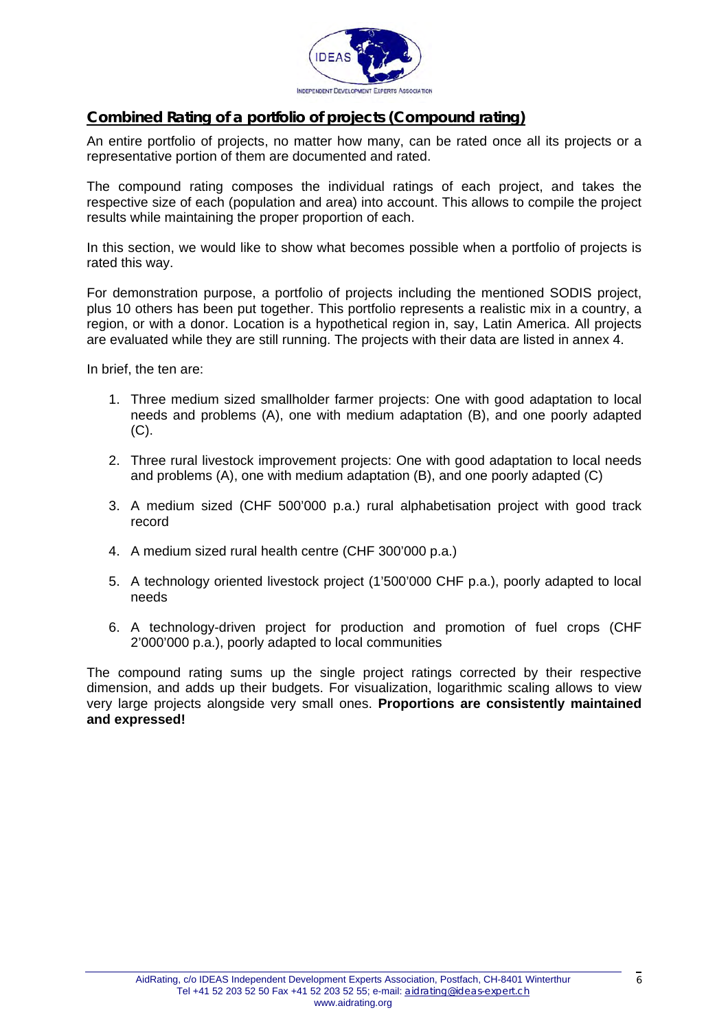## Combined Rating of a portfolio of projects (Compound rating)

An entire portfolio of projects, no matter how many, can be rated once all its projects or a representative portion of them are documented and rated.

The compound rating composes the individual ratings of each project, and takes the respective size of each (population and area) into account. This allows to compile the project results while maintaining the proper proportion of each.

In this section, we would like to show what becomes possible when a portfolio of projects is rated this way.

For demonstration purpose, a portfolio of projects including the mentioned SODIS project, plus 10 others has been put together. This portfolio represents a realistic mix in a country, a region, or with a donor. Location is a hypothetical region in, say, Latin America. All projects are evaluated while they are still running. The projects with their data are listed in annex 4.

In brief, the ten are:

1. Three medium sized smallholder farmer projects: One with good adaptation to local needs and problems (A), one with medium adaptation (B), and one poorly adapted (C).
2. Three rural livestock improvement projects: One with good adaptation to local needs and problems (A), one with medium adaptation (B), and one poorly adapted (C)
3. A medium sized (CHF 500'000 p.a.) rural alphabetisation project with good track record
4. A medium sized rural health centre (CHF 300'000 p.a.)
5. A technology oriented livestock project (1'500'000 CHF p.a.), poorly adapted to local needs
6. A technology-driven project for production and promotion of fuel crops (CHF 2'000'000 p.a.), poorly adapted to local communities

The compound rating sums up the single project ratings corrected by their respective dimension, and adds up their budgets. For visualization, logarithmic scaling allows to view very large projects alongside very small ones. **Proportions are consistently maintained and expressed!**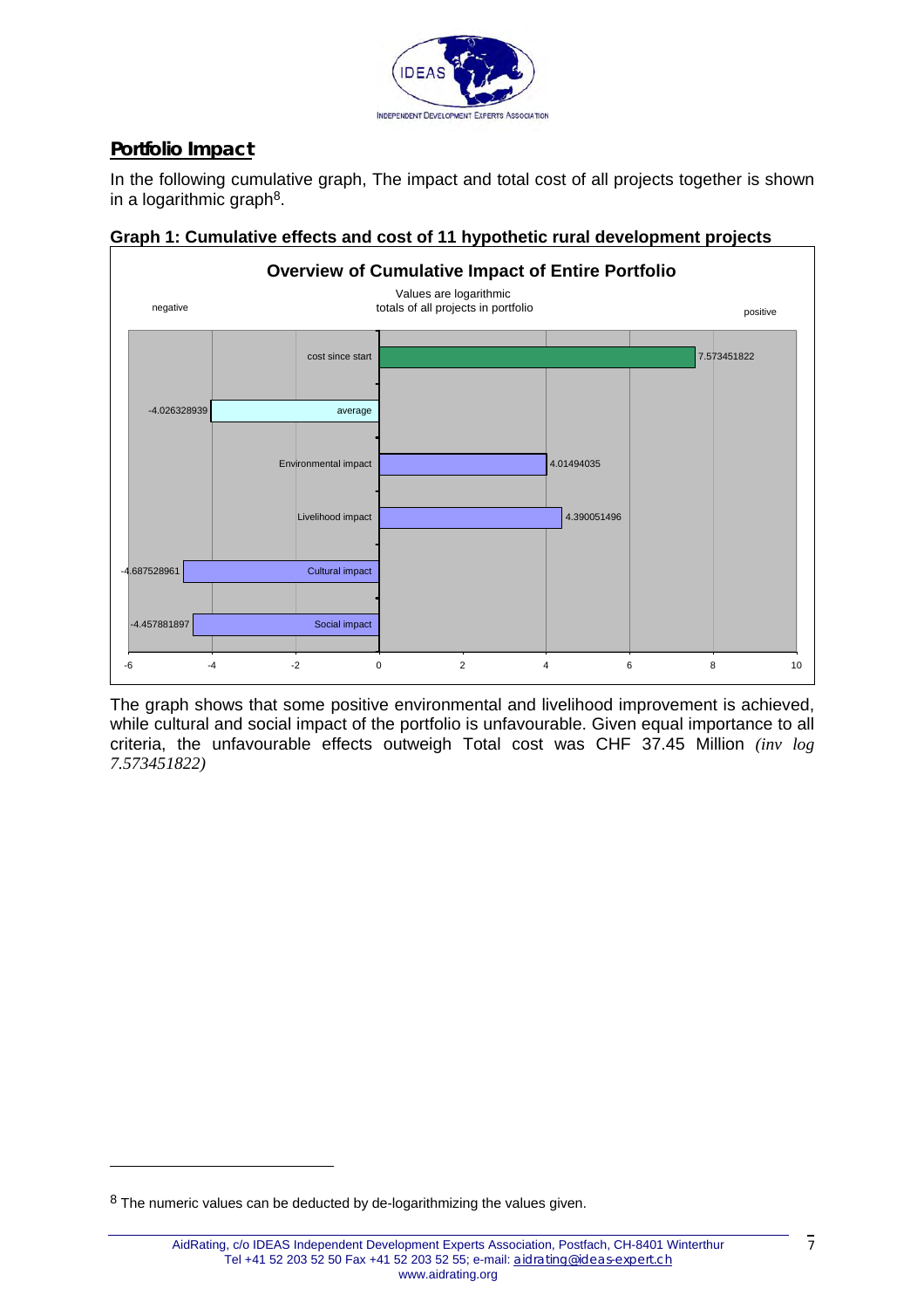## Portfolio Impact

In the following cumulative graph, The impact and total cost of all projects together is shown in a logarithmic graph[8].

**Graph 1: Cumulative effects and cost of 11 hypothetic rural development projects**

The graph shows that some positive environmental and livelihood improvement is achieved, while cultural and social impact of the portfolio is unfavourable. Given equal importance to all criteria, the unfavourable effects outweigh Total cost was CHF 37.45 Million *(inv log 7.573451822)*

[8] The numeric values can be deducted by de-logarithmizing the values given.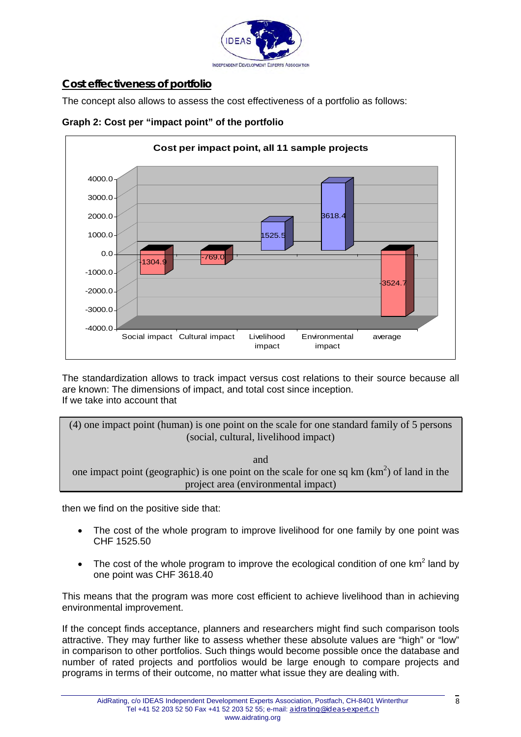## Cost effectiveness of portfolio

The concept also allows to assess the cost effectiveness of a portfolio as follows:

**Graph 2: Cost per "impact point" of the portfolio**

The standardization allows to track impact versus cost relations to their source because all are known: The dimensions of impact, and total cost since inception.
If we take into account that

> (4) one impact point (human) is one point on the scale for one standard family of 5 persons (social, cultural, livelihood impact)
>
> and
>
> one impact point (geographic) is one point on the scale for one sq km ($km^2$) of land in the project area (environmental impact)

then we find on the positive side that:

- The cost of the whole program to improve livelihood for one family by one point was CHF 1525.50
- The cost of the whole program to improve the ecological condition of one $km^2$ land by one point was CHF 3618.40

This means that the program was more cost efficient to achieve livelihood than in achieving environmental improvement.

If the concept finds acceptance, planners and researchers might find such comparison tools attractive. They may further like to assess whether these absolute values are "high" or "low" in comparison to other portfolios. Such things would become possible once the database and number of rated projects and portfolios would be large enough to compare projects and programs in terms of their outcome, no matter what issue they are dealing with.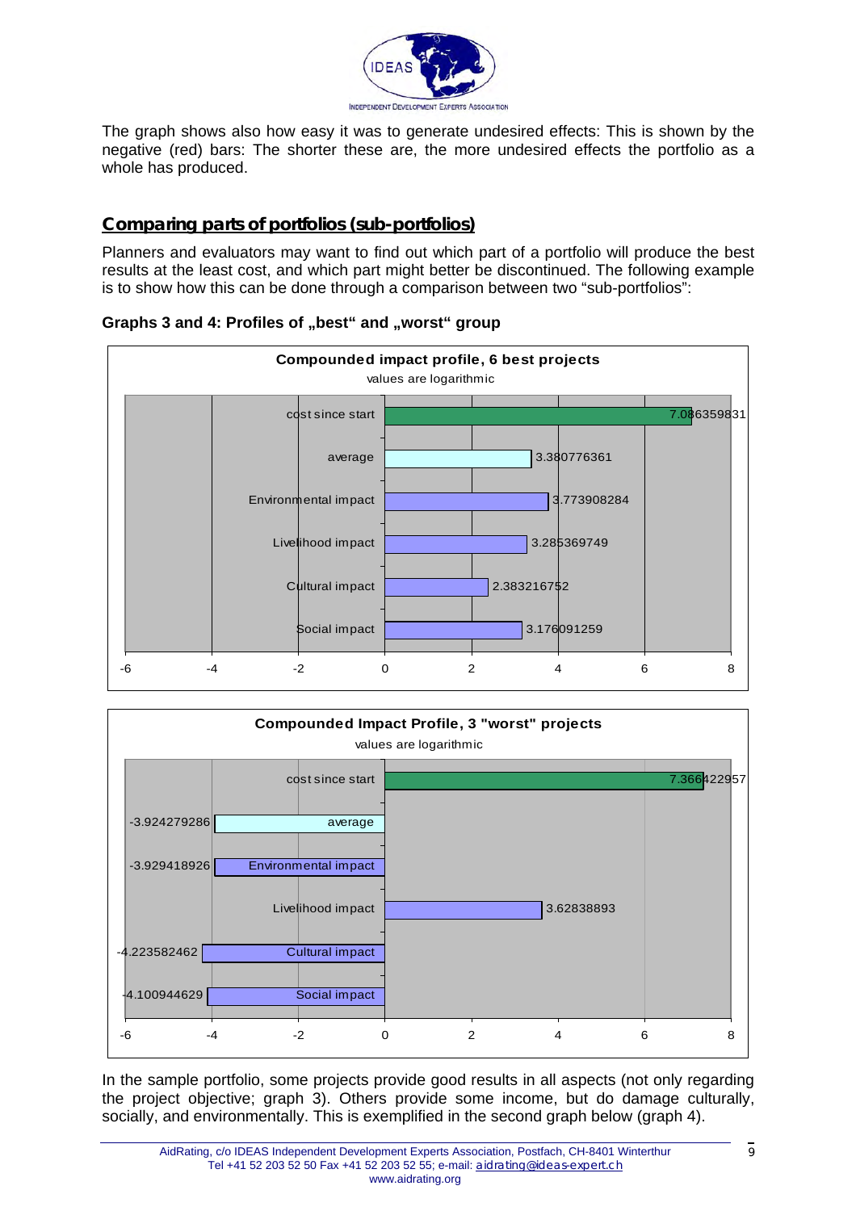The graph shows also how easy it was to generate undesired effects: This is shown by the negative (red) bars: The shorter these are, the more undesired effects the portfolio as a whole has produced.

## Comparing parts of portfolios (sub-portfolios)

Planners and evaluators may want to find out which part of a portfolio will produce the best results at the least cost, and which part might better be discontinued. The following example is to show how this can be done through a comparison between two "sub-portfolios":

**Graphs 3 and 4: Profiles of „best" and „worst" group**

**Compounded impact profile, 6 best projects**

values are logarithmic

| Item | Value |
|---|---|
| cost since start | 7.086359831 |
| average | 3.380776361 |
| Environmental impact | 3.773908284 |
| Livelihood impact | 3.285369749 |
| Cultural impact | 2.383216752 |
| Social impact | 3.176091259 |

**Compounded Impact Profile, 3 "worst" projects**

values are logarithmic

| Item | Value |
|---|---|
| cost since start | 7.366422957 |
| average | -3.924279286 |
| Environmental impact | -3.929418926 |
| Livelihood impact | 3.62838893 |
| Cultural impact | -4.223582462 |
| Social impact | -4.100944629 |

In the sample portfolio, some projects provide good results in all aspects (not only regarding the project objective; graph 3). Others provide some income, but do damage culturally, socially, and environmentally. This is exemplified in the second graph below (graph 4).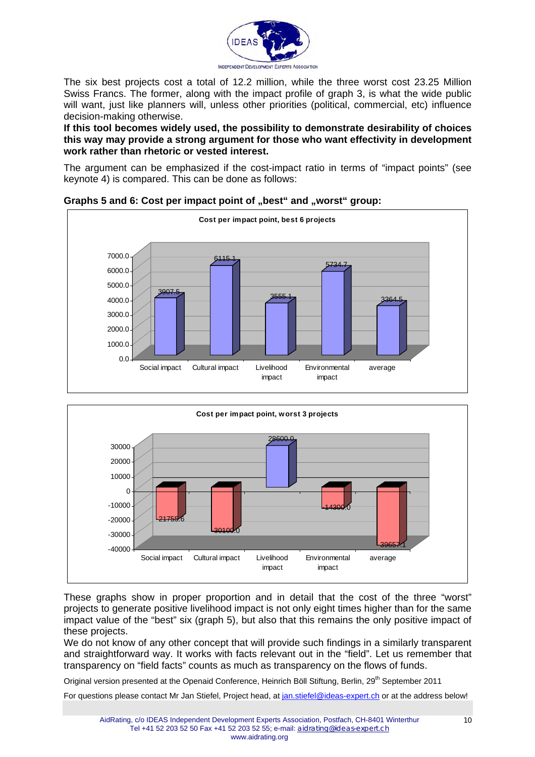The six best projects cost a total of 12.2 million, while the three worst cost 23.25 Million Swiss Francs. The former, along with the impact profile of graph 3, is what the wide public will want, just like planners will, unless other priorities (political, commercial, etc) influence decision-making otherwise.

**If this tool becomes widely used, the possibility to demonstrate desirability of choices this way may provide a strong argument for those who want effectivity in development work rather than rhetoric or vested interest.**

The argument can be emphasized if the cost-impact ratio in terms of "impact points" (see keynote 4) is compared. This can be done as follows:

**Graphs 5 and 6: Cost per impact point of „best" and „worst" group:**

**Cost per impact point, best 6 projects**

| | Social impact | Cultural impact | Livelihood impact | Environmental impact | average |
|---|---|---|---|---|---|
| Cost per impact point | 3907.5 | 6115.1 | 3555.1 | 5734.7 | 3364.5 |

**Cost per impact point, worst 3 projects**

| | Social impact | Cultural impact | Livelihood impact | Environmental impact | average |
|---|---|---|---|---|---|
| Cost per impact point | -21755.6 | -30100.0 | 28600.0 | -14300.0 | -39657.1 |

These graphs show in proper proportion and in detail that the cost of the three "worst" projects to generate positive livelihood impact is not only eight times higher than for the same impact value of the "best" six (graph 5), but also that this remains the only positive impact of these projects.

We do not know of any other concept that will provide such findings in a similarly transparent and straightforward way. It works with facts relevant out in the "field". Let us remember that transparency on "field facts" counts as much as transparency on the flows of funds.

Original version presented at the Openaid Conference, Heinrich Böll Stiftung, Berlin, 29th September 2011

For questions please contact Mr Jan Stiefel, Project head, at jan.stiefel@ideas-expert.ch or at the address below!

AidRating, c/o IDEAS Independent Development Experts Association, Postfach, CH-8401 Winterthur
Tel +41 52 203 52 50 Fax +41 52 203 52 55; e-mail: aidrating@ideas-expert.ch
www.aidrating.org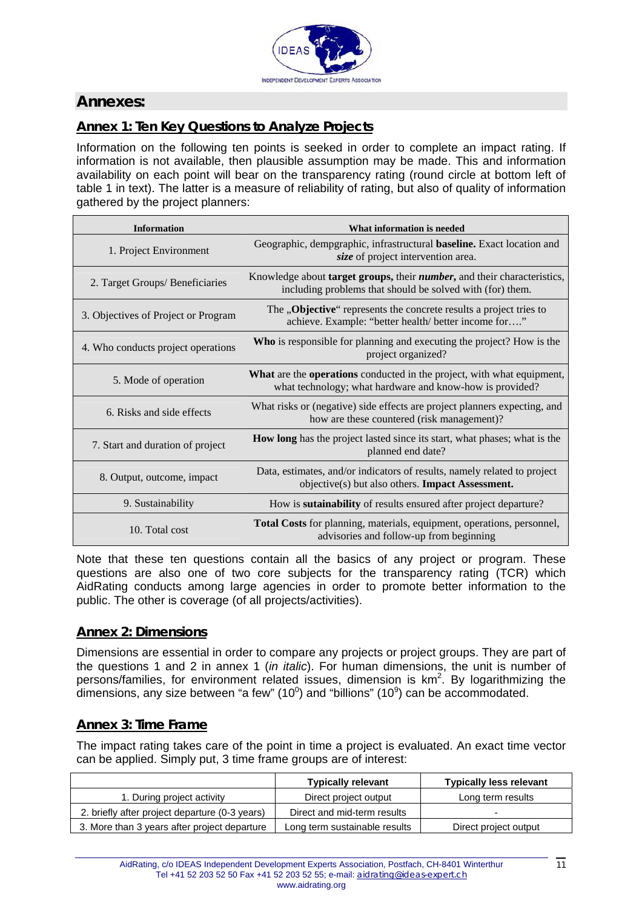## Annexes:

### Annex 1: Ten Key Questions to Analyze Projects

Information on the following ten points is seeked in order to complete an impact rating. If information is not available, then plausible assumption may be made. This and information availability on each point will bear on the transparency rating (round circle at bottom left of table 1 in text). The latter is a measure of reliability of rating, but also of quality of information gathered by the project planners:

| Information | What information is needed |
|---|---|
| 1. Project Environment | Geographic, dempgraphic, infrastructural **baseline.** Exact location and ***size*** of project intervention area. |
| 2. Target Groups/ Beneficiaries | Knowledge about **target groups,** their ***number*****,** and their characteristics, including problems that should be solved with (for) them. |
| 3. Objectives of Project or Program | The „**Objective**" represents the concrete results a project tries to achieve. Example: "better health/ better income for…." |
| 4. Who conducts project operations | **Who** is responsible for planning and executing the project? How is the project organized? |
| 5. Mode of operation | **What** are the **operations** conducted in the project, with what equipment, what technology; what hardware and know-how is provided? |
| 6. Risks and side effects | What risks or (negative) side effects are project planners expecting, and how are these countered (risk management)? |
| 7. Start and duration of project | **How long** has the project lasted since its start, what phases; what is the planned end date? |
| 8. Output, outcome, impact | Data, estimates, and/or indicators of results, namely related to project objective(s) but also others. **Impact Assessment.** |
| 9. Sustainability | How is **sutainability** of results ensured after project departure? |
| 10. Total cost | **Total Costs** for planning, materials, equipment, operations, personnel, advisories and follow-up from beginning |

Note that these ten questions contain all the basics of any project or program. These questions are also one of two core subjects for the transparency rating (TCR) which AidRating conducts among large agencies in order to promote better information to the public. The other is coverage (of all projects/activities).

### Annex 2: Dimensions

Dimensions are essential in order to compare any projects or project groups. They are part of the questions 1 and 2 in annex 1 (*in italic*). For human dimensions, the unit is number of persons/families, for environment related issues, dimension is $km^2$. By logarithmizing the dimensions, any size between "a few" ($10^0$) and "billions" ($10^9$) can be accommodated.

### Annex 3: Time Frame

The impact rating takes care of the point in time a project is evaluated. An exact time vector can be applied. Simply put, 3 time frame groups are of interest:

| | Typically relevant | Typically less relevant |
|---|---|---|
| 1. During project activity | Direct project output | Long term results |
| 2. briefly after project departure (0-3 years) | Direct and mid-term results | - |
| 3. More than 3 years after project departure | Long term sustainable results | Direct project output |

AidRating, c/o IDEAS Independent Development Experts Association, Postfach, CH-8401 Winterthur
Tel +41 52 203 52 50 Fax +41 52 203 52 55; e-mail: aidrating@ideas-expert.ch
www.aidrating.org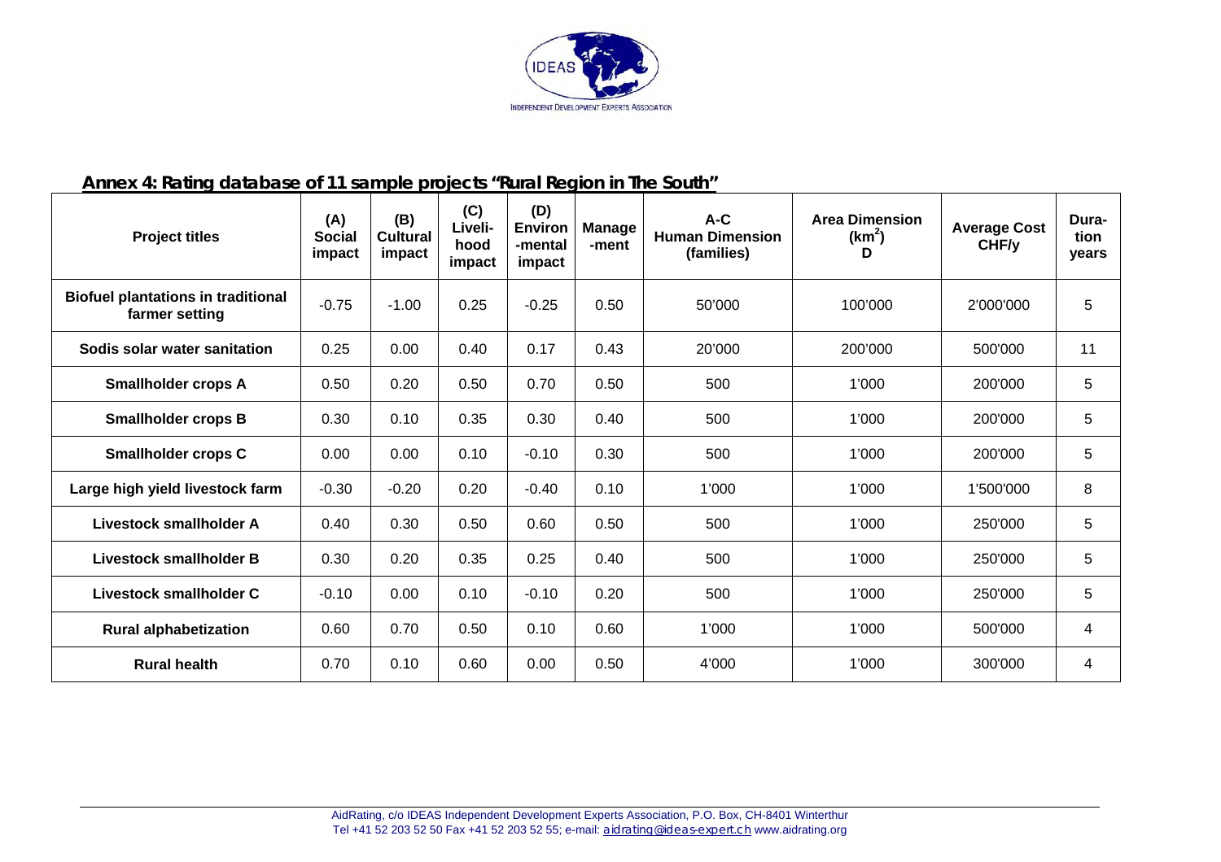## Annex 4: Rating database of 11 sample projects "Rural Region in The South"

| Project titles | (A) Social impact | (B) Cultural impact | (C) Liveli-hood impact | (D) Environ-mental impact | Manage-ment | A-C Human Dimension (families) | Area Dimension ($km^2$) D | Average Cost CHF/y | Dura-tion years |
|---|---|---|---|---|---|---|---|---|---|
| Biofuel plantations in traditional farmer setting | -0.75 | -1.00 | 0.25 | -0.25 | 0.50 | 50'000 | 100'000 | 2'000'000 | 5 |
| Sodis solar water sanitation | 0.25 | 0.00 | 0.40 | 0.17 | 0.43 | 20'000 | 200'000 | 500'000 | 11 |
| Smallholder crops A | 0.50 | 0.20 | 0.50 | 0.70 | 0.50 | 500 | 1'000 | 200'000 | 5 |
| Smallholder crops B | 0.30 | 0.10 | 0.35 | 0.30 | 0.40 | 500 | 1'000 | 200'000 | 5 |
| Smallholder crops C | 0.00 | 0.00 | 0.10 | -0.10 | 0.30 | 500 | 1'000 | 200'000 | 5 |
| Large high yield livestock farm | -0.30 | -0.20 | 0.20 | -0.40 | 0.10 | 1'000 | 1'000 | 1'500'000 | 8 |
| Livestock smallholder A | 0.40 | 0.30 | 0.50 | 0.60 | 0.50 | 500 | 1'000 | 250'000 | 5 |
| Livestock smallholder B | 0.30 | 0.20 | 0.35 | 0.25 | 0.40 | 500 | 1'000 | 250'000 | 5 |
| Livestock smallholder C | -0.10 | 0.00 | 0.10 | -0.10 | 0.20 | 500 | 1'000 | 250'000 | 5 |
| Rural alphabetization | 0.60 | 0.70 | 0.50 | 0.10 | 0.60 | 1'000 | 1'000 | 500'000 | 4 |
| Rural health | 0.70 | 0.10 | 0.60 | 0.00 | 0.50 | 4'000 | 1'000 | 300'000 | 4 |